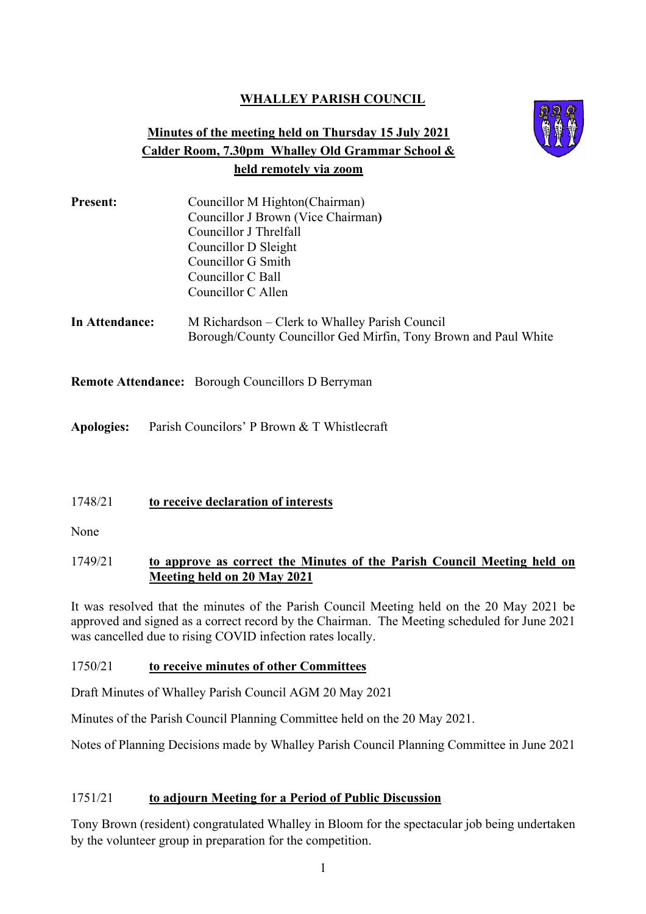# WHALLEY PARISH COUNCIL

## Minutes of the meeting held on Thursday 15 July 2021
## Calder Room, 7.30pm Whalley Old Grammar School & held remotely via zoom

**Present:** Councillor M Highton(Chairman)
Councillor J Brown (Vice Chairman**)**
Councillor J Threlfall
Councillor D Sleight
Councillor G Smith
Councillor C Ball
Councillor C Allen

**In Attendance:** M Richardson – Clerk to Whalley Parish Council
Borough/County Councillor Ged Mirfin, Tony Brown and Paul White

**Remote Attendance:** Borough Councillors D Berryman

**Apologies:** Parish Councilors' P Brown & T Whistlecraft

### 1748/21 to receive declaration of interests

None

### 1749/21 to approve as correct the Minutes of the Parish Council Meeting held on Meeting held on 20 May 2021

It was resolved that the minutes of the Parish Council Meeting held on the 20 May 2021 be approved and signed as a correct record by the Chairman. The Meeting scheduled for June 2021 was cancelled due to rising COVID infection rates locally.

### 1750/21 to receive minutes of other Committees

Draft Minutes of Whalley Parish Council AGM 20 May 2021

Minutes of the Parish Council Planning Committee held on the 20 May 2021.

Notes of Planning Decisions made by Whalley Parish Council Planning Committee in June 2021

### 1751/21 to adjourn Meeting for a Period of Public Discussion

Tony Brown (resident) congratulated Whalley in Bloom for the spectacular job being undertaken by the volunteer group in preparation for the competition.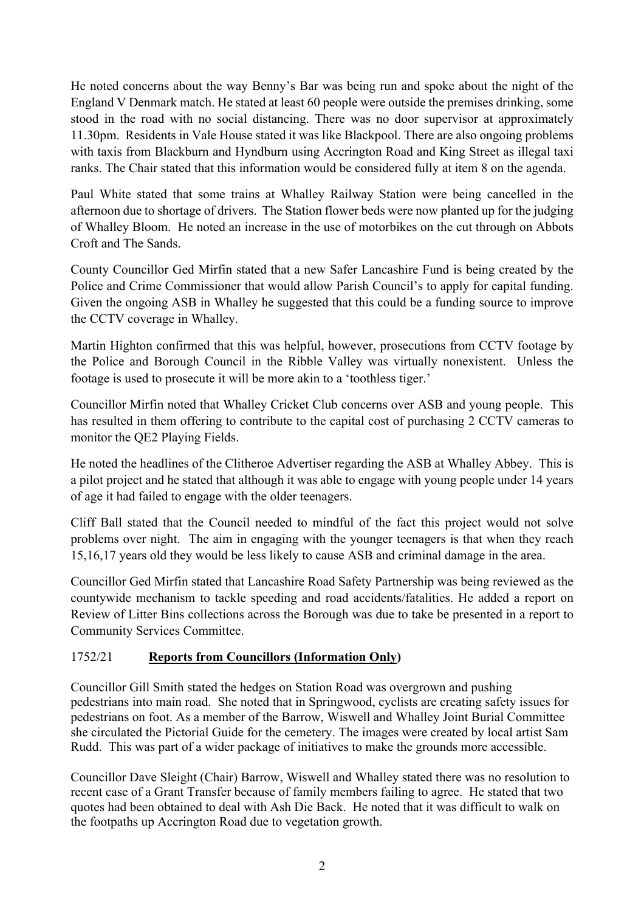He noted concerns about the way Benny's Bar was being run and spoke about the night of the England V Denmark match. He stated at least 60 people were outside the premises drinking, some stood in the road with no social distancing. There was no door supervisor at approximately 11.30pm. Residents in Vale House stated it was like Blackpool. There are also ongoing problems with taxis from Blackburn and Hyndburn using Accrington Road and King Street as illegal taxi ranks. The Chair stated that this information would be considered fully at item 8 on the agenda.

Paul White stated that some trains at Whalley Railway Station were being cancelled in the afternoon due to shortage of drivers. The Station flower beds were now planted up for the judging of Whalley Bloom. He noted an increase in the use of motorbikes on the cut through on Abbots Croft and The Sands.

County Councillor Ged Mirfin stated that a new Safer Lancashire Fund is being created by the Police and Crime Commissioner that would allow Parish Council's to apply for capital funding. Given the ongoing ASB in Whalley he suggested that this could be a funding source to improve the CCTV coverage in Whalley.

Martin Highton confirmed that this was helpful, however, prosecutions from CCTV footage by the Police and Borough Council in the Ribble Valley was virtually nonexistent. Unless the footage is used to prosecute it will be more akin to a 'toothless tiger.'

Councillor Mirfin noted that Whalley Cricket Club concerns over ASB and young people. This has resulted in them offering to contribute to the capital cost of purchasing 2 CCTV cameras to monitor the QE2 Playing Fields.

He noted the headlines of the Clitheroe Advertiser regarding the ASB at Whalley Abbey. This is a pilot project and he stated that although it was able to engage with young people under 14 years of age it had failed to engage with the older teenagers.

Cliff Ball stated that the Council needed to mindful of the fact this project would not solve problems over night. The aim in engaging with the younger teenagers is that when they reach 15,16,17 years old they would be less likely to cause ASB and criminal damage in the area.

Councillor Ged Mirfin stated that Lancashire Road Safety Partnership was being reviewed as the countywide mechanism to tackle speeding and road accidents/fatalities. He added a report on Review of Litter Bins collections across the Borough was due to take be presented in a report to Community Services Committee.

## 1752/21 **Reports from Councillors (Information Only)**

Councillor Gill Smith stated the hedges on Station Road was overgrown and pushing pedestrians into main road. She noted that in Springwood, cyclists are creating safety issues for pedestrians on foot. As a member of the Barrow, Wiswell and Whalley Joint Burial Committee she circulated the Pictorial Guide for the cemetery. The images were created by local artist Sam Rudd. This was part of a wider package of initiatives to make the grounds more accessible.

Councillor Dave Sleight (Chair) Barrow, Wiswell and Whalley stated there was no resolution to recent case of a Grant Transfer because of family members failing to agree. He stated that two quotes had been obtained to deal with Ash Die Back. He noted that it was difficult to walk on the footpaths up Accrington Road due to vegetation growth.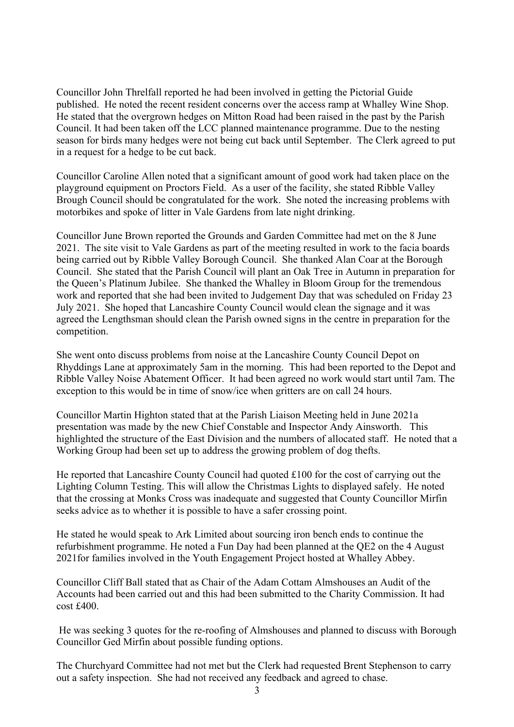Councillor John Threlfall reported he had been involved in getting the Pictorial Guide published. He noted the recent resident concerns over the access ramp at Whalley Wine Shop. He stated that the overgrown hedges on Mitton Road had been raised in the past by the Parish Council. It had been taken off the LCC planned maintenance programme. Due to the nesting season for birds many hedges were not being cut back until September. The Clerk agreed to put in a request for a hedge to be cut back.

Councillor Caroline Allen noted that a significant amount of good work had taken place on the playground equipment on Proctors Field. As a user of the facility, she stated Ribble Valley Brough Council should be congratulated for the work. She noted the increasing problems with motorbikes and spoke of litter in Vale Gardens from late night drinking.

Councillor June Brown reported the Grounds and Garden Committee had met on the 8 June 2021. The site visit to Vale Gardens as part of the meeting resulted in work to the facia boards being carried out by Ribble Valley Borough Council. She thanked Alan Coar at the Borough Council. She stated that the Parish Council will plant an Oak Tree in Autumn in preparation for the Queen's Platinum Jubilee. She thanked the Whalley in Bloom Group for the tremendous work and reported that she had been invited to Judgement Day that was scheduled on Friday 23 July 2021. She hoped that Lancashire County Council would clean the signage and it was agreed the Lengthsman should clean the Parish owned signs in the centre in preparation for the competition.

She went onto discuss problems from noise at the Lancashire County Council Depot on Rhyddings Lane at approximately 5am in the morning. This had been reported to the Depot and Ribble Valley Noise Abatement Officer. It had been agreed no work would start until 7am. The exception to this would be in time of snow/ice when gritters are on call 24 hours.

Councillor Martin Highton stated that at the Parish Liaison Meeting held in June 2021a presentation was made by the new Chief Constable and Inspector Andy Ainsworth. This highlighted the structure of the East Division and the numbers of allocated staff. He noted that a Working Group had been set up to address the growing problem of dog thefts.

He reported that Lancashire County Council had quoted £100 for the cost of carrying out the Lighting Column Testing. This will allow the Christmas Lights to displayed safely. He noted that the crossing at Monks Cross was inadequate and suggested that County Councillor Mirfin seeks advice as to whether it is possible to have a safer crossing point.

He stated he would speak to Ark Limited about sourcing iron bench ends to continue the refurbishment programme. He noted a Fun Day had been planned at the QE2 on the 4 August 2021for families involved in the Youth Engagement Project hosted at Whalley Abbey.

Councillor Cliff Ball stated that as Chair of the Adam Cottam Almshouses an Audit of the Accounts had been carried out and this had been submitted to the Charity Commission. It had cost £400.

He was seeking 3 quotes for the re-roofing of Almshouses and planned to discuss with Borough Councillor Ged Mirfin about possible funding options.

The Churchyard Committee had not met but the Clerk had requested Brent Stephenson to carry out a safety inspection. She had not received any feedback and agreed to chase.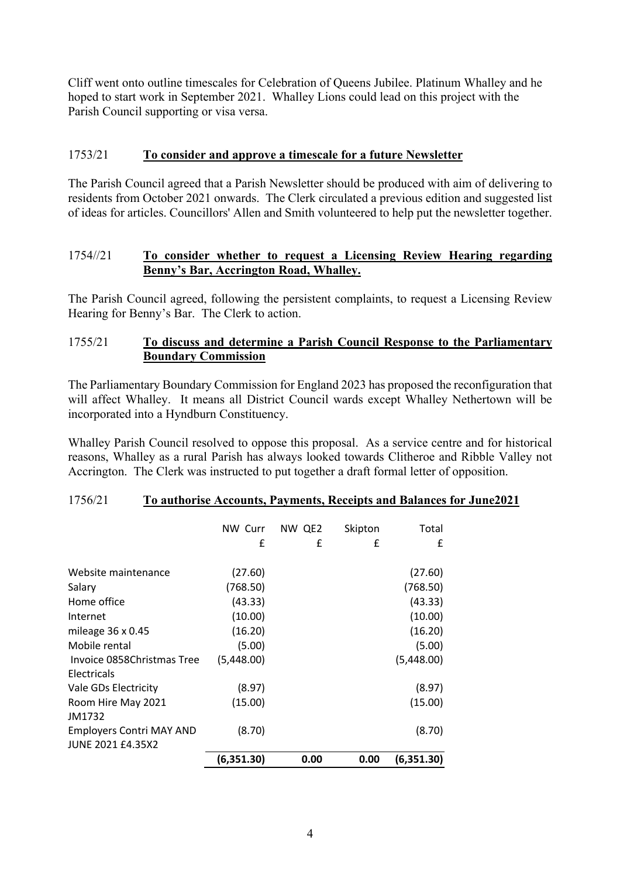Cliff went onto outline timescales for Celebration of Queens Jubilee. Platinum Whalley and he hoped to start work in September 2021. Whalley Lions could lead on this project with the Parish Council supporting or visa versa.

## 1753/21 **To consider and approve a timescale for a future Newsletter**

The Parish Council agreed that a Parish Newsletter should be produced with aim of delivering to residents from October 2021 onwards. The Clerk circulated a previous edition and suggested list of ideas for articles. Councillors' Allen and Smith volunteered to help put the newsletter together.

## 1754//21 **To consider whether to request a Licensing Review Hearing regarding Benny's Bar, Accrington Road, Whalley.**

The Parish Council agreed, following the persistent complaints, to request a Licensing Review Hearing for Benny's Bar. The Clerk to action.

## 1755/21 **To discuss and determine a Parish Council Response to the Parliamentary Boundary Commission**

The Parliamentary Boundary Commission for England 2023 has proposed the reconfiguration that will affect Whalley. It means all District Council wards except Whalley Nethertown will be incorporated into a Hyndburn Constituency.

Whalley Parish Council resolved to oppose this proposal. As a service centre and for historical reasons, Whalley as a rural Parish has always looked towards Clitheroe and Ribble Valley not Accrington. The Clerk was instructed to put together a draft formal letter of opposition.

## 1756/21 **To authorise Accounts, Payments, Receipts and Balances for June2021**

| | NW Curr | NW QE2 | Skipton | Total |
|---|---|---|---|---|
| | £ | £ | £ | £ |
| Website maintenance | (27.60) | | | (27.60) |
| Salary | (768.50) | | | (768.50) |
| Home office | (43.33) | | | (43.33) |
| Internet | (10.00) | | | (10.00) |
| mileage 36 x 0.45 | (16.20) | | | (16.20) |
| Mobile rental | (5.00) | | | (5.00) |
| Invoice 0858Christmas Tree Electricals | (5,448.00) | | | (5,448.00) |
| Vale GDs Electricity | (8.97) | | | (8.97) |
| Room Hire May 2021 JM1732 | (15.00) | | | (15.00) |
| Employers Contri MAY AND JUNE 2021 £4.35X2 | (8.70) | | | (8.70) |
| | **(6,351.30)** | **0.00** | **0.00** | **(6,351.30)** |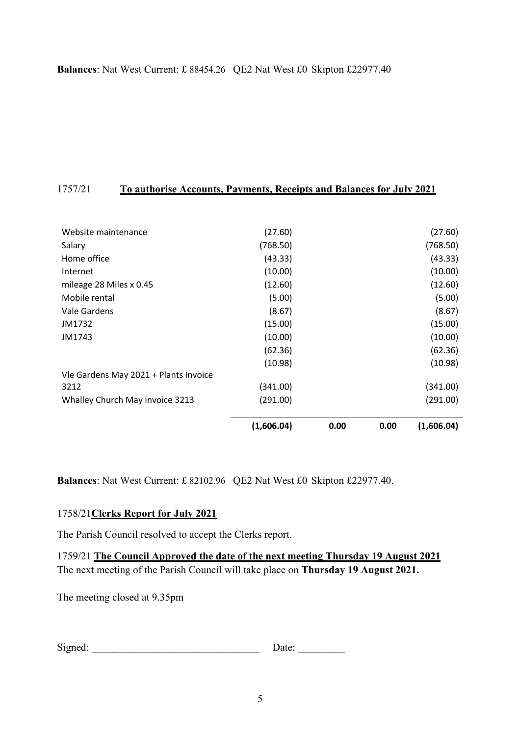**Balances**: Nat West Current: £ 88454.26 QE2 Nat West £0 Skipton £22977.40

1757/21 **To authorise Accounts, Payments, Receipts and Balances for July 2021**

| | | | | |
|---|---|---|---|---|
| Website maintenance | (27.60) | | | (27.60) |
| Salary | (768.50) | | | (768.50) |
| Home office | (43.33) | | | (43.33) |
| Internet | (10.00) | | | (10.00) |
| mileage 28 Miles x 0.45 | (12.60) | | | (12.60) |
| Mobile rental | (5.00) | | | (5.00) |
| Vale Gardens | (8.67) | | | (8.67) |
| JM1732 | (15.00) | | | (15.00) |
| JM1743 | (10.00) | | | (10.00) |
| | (62.36) | | | (62.36) |
| | (10.98) | | | (10.98) |
| Vle Gardens May 2021 + Plants Invoice 3212 | (341.00) | | | (341.00) |
| Whalley Church May invoice 3213 | (291.00) | | | (291.00) |
| | **(1,606.04)** | **0.00** | **0.00** | **(1,606.04)** |

**Balances**: Nat West Current: £ 82102.96 QE2 Nat West £0 Skipton £22977.40.

1758/21 **Clerks Report for July 2021**

The Parish Council resolved to accept the Clerks report.

1759/21 **The Council Approved the date of the next meeting Thursday 19 August 2021**

The next meeting of the Parish Council will take place on **Thursday 19 August 2021.**

The meeting closed at 9.35pm

Signed: _______________________________ Date: _________